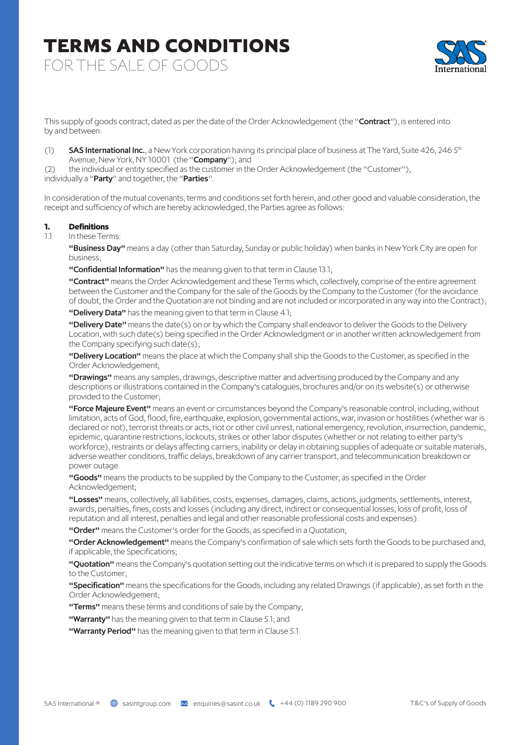# TERMS AND CONDITIONS

FOR THE SALE OF GOODS

This supply of goods contract, dated as per the date of the Order Acknowledgement (the "**Contract**"), is entered into by and between:

(1) **SAS International Inc.**, a New York corporation having its principal place of business at The Yard, Suite 426, 246 5th Avenue, New York, NY 10001 (the "**Company**"); and

(2) the individual or entity specified as the customer in the Order Acknowledgement (the "Customer"), individually a "**Party**" and together, the "**Parties**".

In consideration of the mutual covenants, terms and conditions set forth herein, and other good and valuable consideration, the receipt and sufficiency of which are hereby acknowledged, the Parties agree as follows:

## 1. Definitions

1.1 In these Terms:

**"Business Day"** means a day (other than Saturday, Sunday or public holiday) when banks in New York City are open for business;

**"Confidential Information"** has the meaning given to that term in Clause 13.1;

**"Contract"** means the Order Acknowledgement and these Terms which, collectively, comprise of the entire agreement between the Customer and the Company for the sale of the Goods by the Company to the Customer (for the avoidance of doubt, the Order and the Quotation are not binding and are not included or incorporated in any way into the Contract);

**"Delivery Data"** has the meaning given to that term in Clause 4.1;

**"Delivery Date"** means the date(s) on or by which the Company shall endeavor to deliver the Goods to the Delivery Location, with such date(s) being specified in the Order Acknowledgment or in another written acknowledgement from the Company specifying such date(s);

**"Delivery Location"** means the place at which the Company shall ship the Goods to the Customer, as specified in the Order Acknowledgement;

**"Drawings"** means any samples, drawings, descriptive matter and advertising produced by the Company and any descriptions or illustrations contained in the Company's catalogues, brochures and/or on its website(s) or otherwise provided to the Customer;

**"Force Majeure Event"** means an event or circumstances beyond the Company's reasonable control, including, without limitation, acts of God, flood, fire, earthquake, explosion, governmental actions, war, invasion or hostilities (whether war is declared or not), terrorist threats or acts, riot or other civil unrest, national emergency, revolution, insurrection, pandemic, epidemic, quarantine restrictions, lockouts, strikes or other labor disputes (whether or not relating to either party's workforce), restraints or delays affecting carriers, inability or delay in obtaining supplies of adequate or suitable materials, adverse weather conditions, traffic delays, breakdown of any carrier transport, and telecommunication breakdown or power outage.

**"Goods"** means the products to be supplied by the Company to the Customer, as specified in the Order Acknowledgement;

**"Losses"** means, collectively, all liabilities, costs, expenses, damages, claims, actions, judgments, settlements, interest, awards, penalties, fines, costs and losses (including any direct, indirect or consequential losses, loss of profit, loss of reputation and all interest, penalties and legal and other reasonable professional costs and expenses).

**"Order"** means the Customer's order for the Goods, as specified in a Quotation;

**"Order Acknowledgement"** means the Company's confirmation of sale which sets forth the Goods to be purchased and, if applicable, the Specifications;

**"Quotation"** means the Company's quotation setting out the indicative terms on which it is prepared to supply the Goods to the Customer;

**"Specification"** means the specifications for the Goods, including any related Drawings (if applicable), as set forth in the Order Acknowledgement;

**"Terms"** means these terms and conditions of sale by the Company;

**"Warranty"** has the meaning given to that term in Clause 5.1; and

**"Warranty Period"** has the meaning given to that term in Clause 5.1.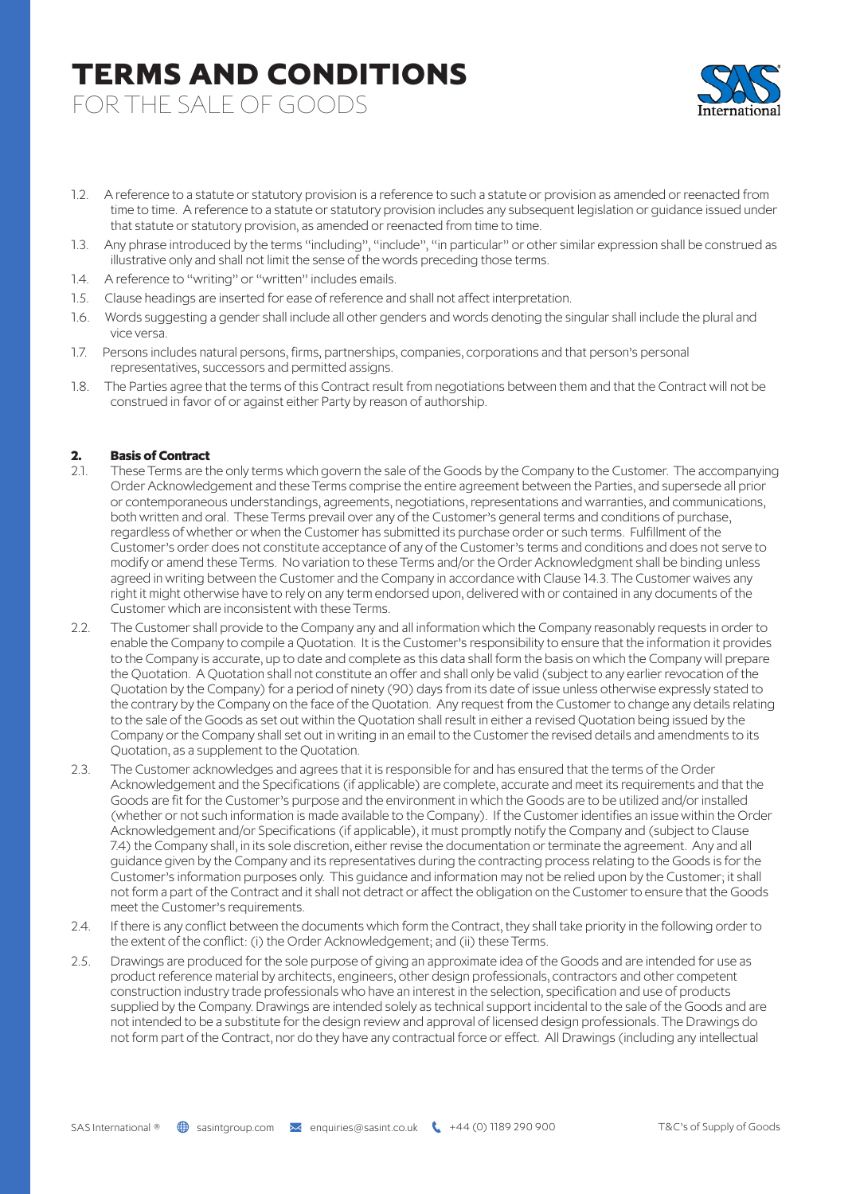1.2. A reference to a statute or statutory provision is a reference to such a statute or provision as amended or reenacted from time to time. A reference to a statute or statutory provision includes any subsequent legislation or guidance issued under that statute or statutory provision, as amended or reenacted from time to time.

1.3. Any phrase introduced by the terms "including", "include", "in particular" or other similar expression shall be construed as illustrative only and shall not limit the sense of the words preceding those terms.

1.4. A reference to "writing" or "written" includes emails.

1.5. Clause headings are inserted for ease of reference and shall not affect interpretation.

1.6. Words suggesting a gender shall include all other genders and words denoting the singular shall include the plural and vice versa.

1.7. Persons includes natural persons, firms, partnerships, companies, corporations and that person's personal representatives, successors and permitted assigns.

1.8. The Parties agree that the terms of this Contract result from negotiations between them and that the Contract will not be construed in favor of or against either Party by reason of authorship.

## 2. Basis of Contract

2.1. These Terms are the only terms which govern the sale of the Goods by the Company to the Customer. The accompanying Order Acknowledgement and these Terms comprise the entire agreement between the Parties, and supersede all prior or contemporaneous understandings, agreements, negotiations, representations and warranties, and communications, both written and oral. These Terms prevail over any of the Customer's general terms and conditions of purchase, regardless of whether or when the Customer has submitted its purchase order or such terms. Fulfillment of the Customer's order does not constitute acceptance of any of the Customer's terms and conditions and does not serve to modify or amend these Terms. No variation to these Terms and/or the Order Acknowledgment shall be binding unless agreed in writing between the Customer and the Company in accordance with Clause 14.3. The Customer waives any right it might otherwise have to rely on any term endorsed upon, delivered with or contained in any documents of the Customer which are inconsistent with these Terms.

2.2. The Customer shall provide to the Company any and all information which the Company reasonably requests in order to enable the Company to compile a Quotation. It is the Customer's responsibility to ensure that the information it provides to the Company is accurate, up to date and complete as this data shall form the basis on which the Company will prepare the Quotation. A Quotation shall not constitute an offer and shall only be valid (subject to any earlier revocation of the Quotation by the Company) for a period of ninety (90) days from its date of issue unless otherwise expressly stated to the contrary by the Company on the face of the Quotation. Any request from the Customer to change any details relating to the sale of the Goods as set out within the Quotation shall result in either a revised Quotation being issued by the Company or the Company shall set out in writing in an email to the Customer the revised details and amendments to its Quotation, as a supplement to the Quotation.

2.3. The Customer acknowledges and agrees that it is responsible for and has ensured that the terms of the Order Acknowledgement and the Specifications (if applicable) are complete, accurate and meet its requirements and that the Goods are fit for the Customer's purpose and the environment in which the Goods are to be utilized and/or installed (whether or not such information is made available to the Company). If the Customer identifies an issue within the Order Acknowledgement and/or Specifications (if applicable), it must promptly notify the Company and (subject to Clause 7.4) the Company shall, in its sole discretion, either revise the documentation or terminate the agreement. Any and all guidance given by the Company and its representatives during the contracting process relating to the Goods is for the Customer's information purposes only. This guidance and information may not be relied upon by the Customer; it shall not form a part of the Contract and it shall not detract or affect the obligation on the Customer to ensure that the Goods meet the Customer's requirements.

2.4. If there is any conflict between the documents which form the Contract, they shall take priority in the following order to the extent of the conflict: (i) the Order Acknowledgement; and (ii) these Terms.

2.5. Drawings are produced for the sole purpose of giving an approximate idea of the Goods and are intended for use as product reference material by architects, engineers, other design professionals, contractors and other competent construction industry trade professionals who have an interest in the selection, specification and use of products supplied by the Company. Drawings are intended solely as technical support incidental to the sale of the Goods and are not intended to be a substitute for the design review and approval of licensed design professionals. The Drawings do not form part of the Contract, nor do they have any contractual force or effect. All Drawings (including any intellectual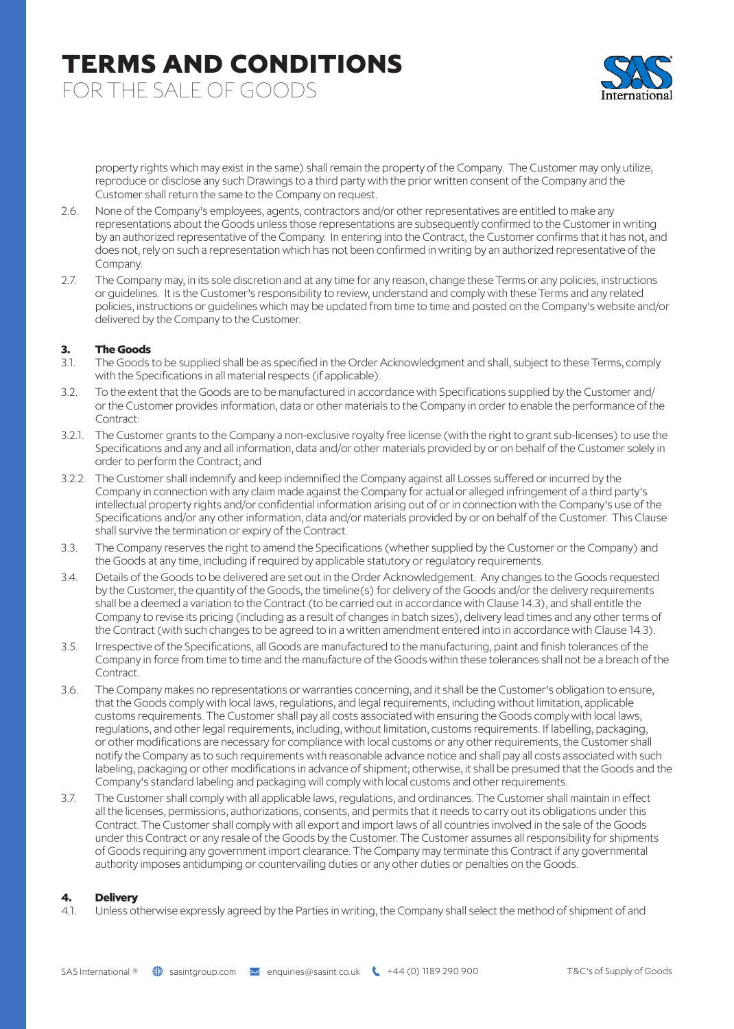property rights which may exist in the same) shall remain the property of the Company. The Customer may only utilize, reproduce or disclose any such Drawings to a third party with the prior written consent of the Company and the Customer shall return the same to the Company on request.

2.6. None of the Company's employees, agents, contractors and/or other representatives are entitled to make any representations about the Goods unless those representations are subsequently confirmed to the Customer in writing by an authorized representative of the Company. In entering into the Contract, the Customer confirms that it has not, and does not, rely on such a representation which has not been confirmed in writing by an authorized representative of the Company.

2.7. The Company may, in its sole discretion and at any time for any reason, change these Terms or any policies, instructions or guidelines. It is the Customer's responsibility to review, understand and comply with these Terms and any related policies, instructions or guidelines which may be updated from time to time and posted on the Company's website and/or delivered by the Company to the Customer.

## 3. The Goods

3.1. The Goods to be supplied shall be as specified in the Order Acknowledgment and shall, subject to these Terms, comply with the Specifications in all material respects (if applicable).

3.2. To the extent that the Goods are to be manufactured in accordance with Specifications supplied by the Customer and/or the Customer provides information, data or other materials to the Company in order to enable the performance of the Contract:

3.2.1. The Customer grants to the Company a non-exclusive royalty free license (with the right to grant sub-licenses) to use the Specifications and any and all information, data and/or other materials provided by or on behalf of the Customer solely in order to perform the Contract; and

3.2.2. The Customer shall indemnify and keep indemnified the Company against all Losses suffered or incurred by the Company in connection with any claim made against the Company for actual or alleged infringement of a third party's intellectual property rights and/or confidential information arising out of or in connection with the Company's use of the Specifications and/or any other information, data and/or materials provided by or on behalf of the Customer. This Clause shall survive the termination or expiry of the Contract.

3.3. The Company reserves the right to amend the Specifications (whether supplied by the Customer or the Company) and the Goods at any time, including if required by applicable statutory or regulatory requirements.

3.4. Details of the Goods to be delivered are set out in the Order Acknowledgement. Any changes to the Goods requested by the Customer, the quantity of the Goods, the timeline(s) for delivery of the Goods and/or the delivery requirements shall be a deemed a variation to the Contract (to be carried out in accordance with Clause 14.3), and shall entitle the Company to revise its pricing (including as a result of changes in batch sizes), delivery lead times and any other terms of the Contract (with such changes to be agreed to in a written amendment entered into in accordance with Clause 14.3).

3.5. Irrespective of the Specifications, all Goods are manufactured to the manufacturing, paint and finish tolerances of the Company in force from time to time and the manufacture of the Goods within these tolerances shall not be a breach of the Contract.

3.6. The Company makes no representations or warranties concerning, and it shall be the Customer's obligation to ensure, that the Goods comply with local laws, regulations, and legal requirements, including without limitation, applicable customs requirements. The Customer shall pay all costs associated with ensuring the Goods comply with local laws, regulations, and other legal requirements, including, without limitation, customs requirements. If labelling, packaging, or other modifications are necessary for compliance with local customs or any other requirements, the Customer shall notify the Company as to such requirements with reasonable advance notice and shall pay all costs associated with such labeling, packaging or other modifications in advance of shipment; otherwise, it shall be presumed that the Goods and the Company's standard labeling and packaging will comply with local customs and other requirements.

3.7. The Customer shall comply with all applicable laws, regulations, and ordinances. The Customer shall maintain in effect all the licenses, permissions, authorizations, consents, and permits that it needs to carry out its obligations under this Contract. The Customer shall comply with all export and import laws of all countries involved in the sale of the Goods under this Contract or any resale of the Goods by the Customer. The Customer assumes all responsibility for shipments of Goods requiring any government import clearance. The Company may terminate this Contract if any governmental authority imposes antidumping or countervailing duties or any other duties or penalties on the Goods.

## 4. Delivery

4.1. Unless otherwise expressly agreed by the Parties in writing, the Company shall select the method of shipment of and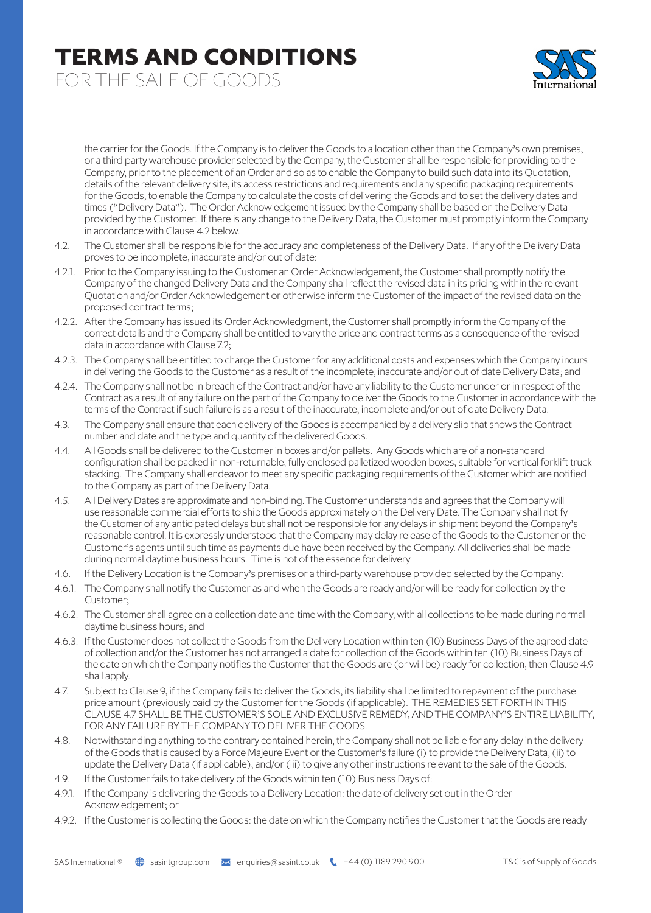the carrier for the Goods. If the Company is to deliver the Goods to a location other than the Company's own premises, or a third party warehouse provider selected by the Company, the Customer shall be responsible for providing to the Company, prior to the placement of an Order and so as to enable the Company to build such data into its Quotation, details of the relevant delivery site, its access restrictions and requirements and any specific packaging requirements for the Goods, to enable the Company to calculate the costs of delivering the Goods and to set the delivery dates and times ("Delivery Data"). The Order Acknowledgement issued by the Company shall be based on the Delivery Data provided by the Customer. If there is any change to the Delivery Data, the Customer must promptly inform the Company in accordance with Clause 4.2 below.

4.2. The Customer shall be responsible for the accuracy and completeness of the Delivery Data. If any of the Delivery Data proves to be incomplete, inaccurate and/or out of date:

4.2.1. Prior to the Company issuing to the Customer an Order Acknowledgement, the Customer shall promptly notify the Company of the changed Delivery Data and the Company shall reflect the revised data in its pricing within the relevant Quotation and/or Order Acknowledgement or otherwise inform the Customer of the impact of the revised data on the proposed contract terms;

4.2.2. After the Company has issued its Order Acknowledgment, the Customer shall promptly inform the Company of the correct details and the Company shall be entitled to vary the price and contract terms as a consequence of the revised data in accordance with Clause 7.2;

4.2.3. The Company shall be entitled to charge the Customer for any additional costs and expenses which the Company incurs in delivering the Goods to the Customer as a result of the incomplete, inaccurate and/or out of date Delivery Data; and

4.2.4. The Company shall not be in breach of the Contract and/or have any liability to the Customer under or in respect of the Contract as a result of any failure on the part of the Company to deliver the Goods to the Customer in accordance with the terms of the Contract if such failure is as a result of the inaccurate, incomplete and/or out of date Delivery Data.

4.3. The Company shall ensure that each delivery of the Goods is accompanied by a delivery slip that shows the Contract number and date and the type and quantity of the delivered Goods.

4.4. All Goods shall be delivered to the Customer in boxes and/or pallets. Any Goods which are of a non-standard configuration shall be packed in non-returnable, fully enclosed palletized wooden boxes, suitable for vertical forklift truck stacking. The Company shall endeavor to meet any specific packaging requirements of the Customer which are notified to the Company as part of the Delivery Data.

4.5. All Delivery Dates are approximate and non-binding. The Customer understands and agrees that the Company will use reasonable commercial efforts to ship the Goods approximately on the Delivery Date. The Company shall notify the Customer of any anticipated delays but shall not be responsible for any delays in shipment beyond the Company's reasonable control. It is expressly understood that the Company may delay release of the Goods to the Customer or the Customer's agents until such time as payments due have been received by the Company. All deliveries shall be made during normal daytime business hours. Time is not of the essence for delivery.

4.6. If the Delivery Location is the Company's premises or a third-party warehouse provided selected by the Company:

4.6.1. The Company shall notify the Customer as and when the Goods are ready and/or will be ready for collection by the Customer;

4.6.2. The Customer shall agree on a collection date and time with the Company, with all collections to be made during normal daytime business hours; and

4.6.3. If the Customer does not collect the Goods from the Delivery Location within ten (10) Business Days of the agreed date of collection and/or the Customer has not arranged a date for collection of the Goods within ten (10) Business Days of the date on which the Company notifies the Customer that the Goods are (or will be) ready for collection, then Clause 4.9 shall apply.

4.7. Subject to Clause 9, if the Company fails to deliver the Goods, its liability shall be limited to repayment of the purchase price amount (previously paid by the Customer for the Goods (if applicable). THE REMEDIES SET FORTH IN THIS CLAUSE 4.7 SHALL BE THE CUSTOMER'S SOLE AND EXCLUSIVE REMEDY, AND THE COMPANY'S ENTIRE LIABILITY, FOR ANY FAILURE BY THE COMPANY TO DELIVER THE GOODS.

4.8. Notwithstanding anything to the contrary contained herein, the Company shall not be liable for any delay in the delivery of the Goods that is caused by a Force Majeure Event or the Customer's failure (i) to provide the Delivery Data, (ii) to update the Delivery Data (if applicable), and/or (iii) to give any other instructions relevant to the sale of the Goods.

4.9. If the Customer fails to take delivery of the Goods within ten (10) Business Days of:

4.9.1. If the Company is delivering the Goods to a Delivery Location: the date of delivery set out in the Order Acknowledgement; or

4.9.2. If the Customer is collecting the Goods: the date on which the Company notifies the Customer that the Goods are ready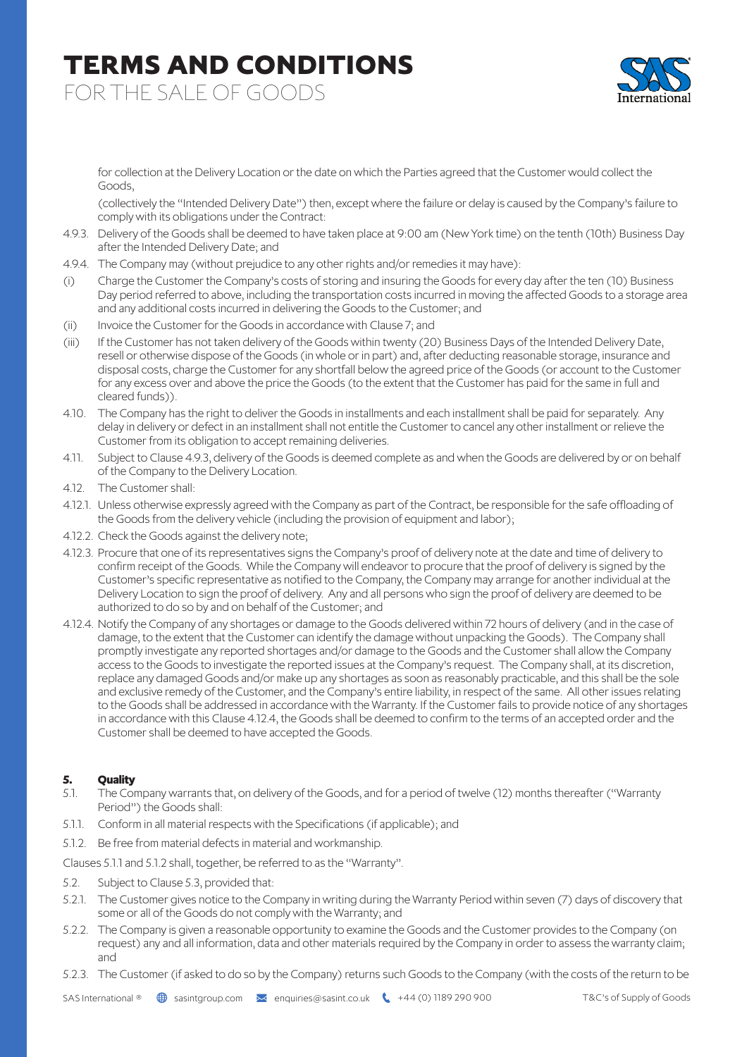for collection at the Delivery Location or the date on which the Parties agreed that the Customer would collect the Goods,

(collectively the "Intended Delivery Date") then, except where the failure or delay is caused by the Company's failure to comply with its obligations under the Contract:

4.9.3. Delivery of the Goods shall be deemed to have taken place at 9:00 am (New York time) on the tenth (10th) Business Day after the Intended Delivery Date; and

4.9.4. The Company may (without prejudice to any other rights and/or remedies it may have):

(i) Charge the Customer the Company's costs of storing and insuring the Goods for every day after the ten (10) Business Day period referred to above, including the transportation costs incurred in moving the affected Goods to a storage area and any additional costs incurred in delivering the Goods to the Customer; and

(ii) Invoice the Customer for the Goods in accordance with Clause 7; and

(iii) If the Customer has not taken delivery of the Goods within twenty (20) Business Days of the Intended Delivery Date, resell or otherwise dispose of the Goods (in whole or in part) and, after deducting reasonable storage, insurance and disposal costs, charge the Customer for any shortfall below the agreed price of the Goods (or account to the Customer for any excess over and above the price the Goods (to the extent that the Customer has paid for the same in full and cleared funds)).

4.10. The Company has the right to deliver the Goods in installments and each installment shall be paid for separately. Any delay in delivery or defect in an installment shall not entitle the Customer to cancel any other installment or relieve the Customer from its obligation to accept remaining deliveries.

4.11. Subject to Clause 4.9.3, delivery of the Goods is deemed complete as and when the Goods are delivered by or on behalf of the Company to the Delivery Location.

4.12. The Customer shall:

4.12.1. Unless otherwise expressly agreed with the Company as part of the Contract, be responsible for the safe offloading of the Goods from the delivery vehicle (including the provision of equipment and labor);

4.12.2. Check the Goods against the delivery note;

4.12.3. Procure that one of its representatives signs the Company's proof of delivery note at the date and time of delivery to confirm receipt of the Goods. While the Company will endeavor to procure that the proof of delivery is signed by the Customer's specific representative as notified to the Company, the Company may arrange for another individual at the Delivery Location to sign the proof of delivery. Any and all persons who sign the proof of delivery are deemed to be authorized to do so by and on behalf of the Customer; and

4.12.4. Notify the Company of any shortages or damage to the Goods delivered within 72 hours of delivery (and in the case of damage, to the extent that the Customer can identify the damage without unpacking the Goods). The Company shall promptly investigate any reported shortages and/or damage to the Goods and the Customer shall allow the Company access to the Goods to investigate the reported issues at the Company's request. The Company shall, at its discretion, replace any damaged Goods and/or make up any shortages as soon as reasonably practicable, and this shall be the sole and exclusive remedy of the Customer, and the Company's entire liability, in respect of the same. All other issues relating to the Goods shall be addressed in accordance with the Warranty. If the Customer fails to provide notice of any shortages in accordance with this Clause 4.12.4, the Goods shall be deemed to confirm to the terms of an accepted order and the Customer shall be deemed to have accepted the Goods.

## 5. Quality

5.1. The Company warrants that, on delivery of the Goods, and for a period of twelve (12) months thereafter ("Warranty Period") the Goods shall:

5.1.1. Conform in all material respects with the Specifications (if applicable); and

5.1.2. Be free from material defects in material and workmanship.

Clauses 5.1.1 and 5.1.2 shall, together, be referred to as the "Warranty".

5.2. Subject to Clause 5.3, provided that:

5.2.1. The Customer gives notice to the Company in writing during the Warranty Period within seven (7) days of discovery that some or all of the Goods do not comply with the Warranty; and

5.2.2. The Company is given a reasonable opportunity to examine the Goods and the Customer provides to the Company (on request) any and all information, data and other materials required by the Company in order to assess the warranty claim; and

5.2.3. The Customer (if asked to do so by the Company) returns such Goods to the Company (with the costs of the return to be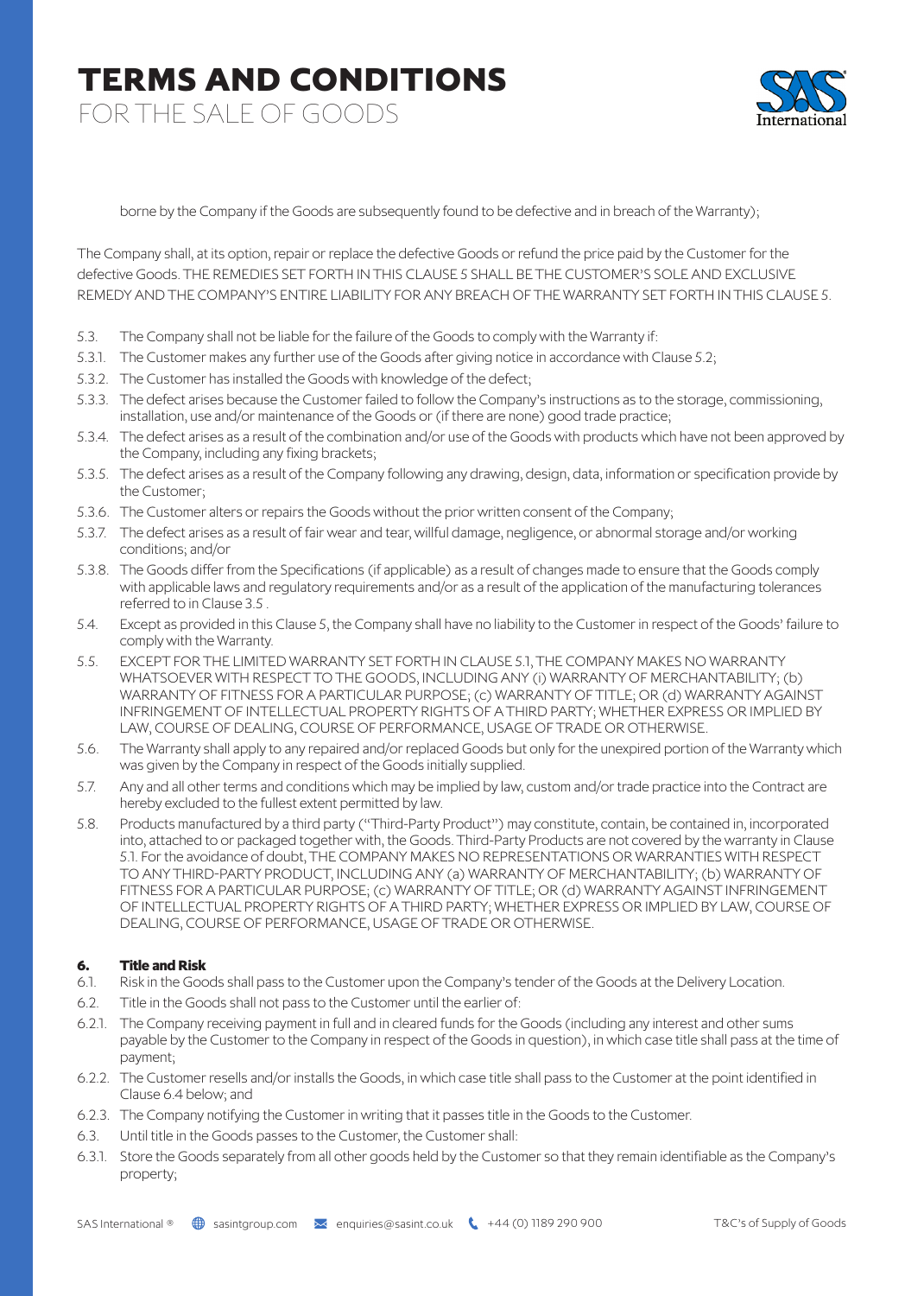borne by the Company if the Goods are subsequently found to be defective and in breach of the Warranty);

The Company shall, at its option, repair or replace the defective Goods or refund the price paid by the Customer for the defective Goods. THE REMEDIES SET FORTH IN THIS CLAUSE 5 SHALL BE THE CUSTOMER'S SOLE AND EXCLUSIVE REMEDY AND THE COMPANY'S ENTIRE LIABILITY FOR ANY BREACH OF THE WARRANTY SET FORTH IN THIS CLAUSE 5.

5.3. The Company shall not be liable for the failure of the Goods to comply with the Warranty if:

5.3.1. The Customer makes any further use of the Goods after giving notice in accordance with Clause 5.2;

5.3.2. The Customer has installed the Goods with knowledge of the defect;

5.3.3. The defect arises because the Customer failed to follow the Company's instructions as to the storage, commissioning, installation, use and/or maintenance of the Goods or (if there are none) good trade practice;

5.3.4. The defect arises as a result of the combination and/or use of the Goods with products which have not been approved by the Company, including any fixing brackets;

5.3.5. The defect arises as a result of the Company following any drawing, design, data, information or specification provide by the Customer;

5.3.6. The Customer alters or repairs the Goods without the prior written consent of the Company;

5.3.7. The defect arises as a result of fair wear and tear, willful damage, negligence, or abnormal storage and/or working conditions; and/or

5.3.8. The Goods differ from the Specifications (if applicable) as a result of changes made to ensure that the Goods comply with applicable laws and regulatory requirements and/or as a result of the application of the manufacturing tolerances referred to in Clause 3.5 .

5.4. Except as provided in this Clause 5, the Company shall have no liability to the Customer in respect of the Goods' failure to comply with the Warranty.

5.5. EXCEPT FOR THE LIMITED WARRANTY SET FORTH IN CLAUSE 5.1, THE COMPANY MAKES NO WARRANTY WHATSOEVER WITH RESPECT TO THE GOODS, INCLUDING ANY (i) WARRANTY OF MERCHANTABILITY; (b) WARRANTY OF FITNESS FOR A PARTICULAR PURPOSE; (c) WARRANTY OF TITLE; OR (d) WARRANTY AGAINST INFRINGEMENT OF INTELLECTUAL PROPERTY RIGHTS OF A THIRD PARTY; WHETHER EXPRESS OR IMPLIED BY LAW, COURSE OF DEALING, COURSE OF PERFORMANCE, USAGE OF TRADE OR OTHERWISE.

5.6. The Warranty shall apply to any repaired and/or replaced Goods but only for the unexpired portion of the Warranty which was given by the Company in respect of the Goods initially supplied.

5.7. Any and all other terms and conditions which may be implied by law, custom and/or trade practice into the Contract are hereby excluded to the fullest extent permitted by law.

5.8. Products manufactured by a third party ("Third-Party Product") may constitute, contain, be contained in, incorporated into, attached to or packaged together with, the Goods. Third-Party Products are not covered by the warranty in Clause 5.1. For the avoidance of doubt, THE COMPANY MAKES NO REPRESENTATIONS OR WARRANTIES WITH RESPECT TO ANY THIRD-PARTY PRODUCT, INCLUDING ANY (a) WARRANTY OF MERCHANTABILITY; (b) WARRANTY OF FITNESS FOR A PARTICULAR PURPOSE; (c) WARRANTY OF TITLE; OR (d) WARRANTY AGAINST INFRINGEMENT OF INTELLECTUAL PROPERTY RIGHTS OF A THIRD PARTY; WHETHER EXPRESS OR IMPLIED BY LAW, COURSE OF DEALING, COURSE OF PERFORMANCE, USAGE OF TRADE OR OTHERWISE.

### 6. Title and Risk

6.1. Risk in the Goods shall pass to the Customer upon the Company's tender of the Goods at the Delivery Location.

6.2. Title in the Goods shall not pass to the Customer until the earlier of:

6.2.1. The Company receiving payment in full and in cleared funds for the Goods (including any interest and other sums payable by the Customer to the Company in respect of the Goods in question), in which case title shall pass at the time of payment;

6.2.2. The Customer resells and/or installs the Goods, in which case title shall pass to the Customer at the point identified in Clause 6.4 below; and

6.2.3. The Company notifying the Customer in writing that it passes title in the Goods to the Customer.

6.3. Until title in the Goods passes to the Customer, the Customer shall:

6.3.1. Store the Goods separately from all other goods held by the Customer so that they remain identifiable as the Company's property;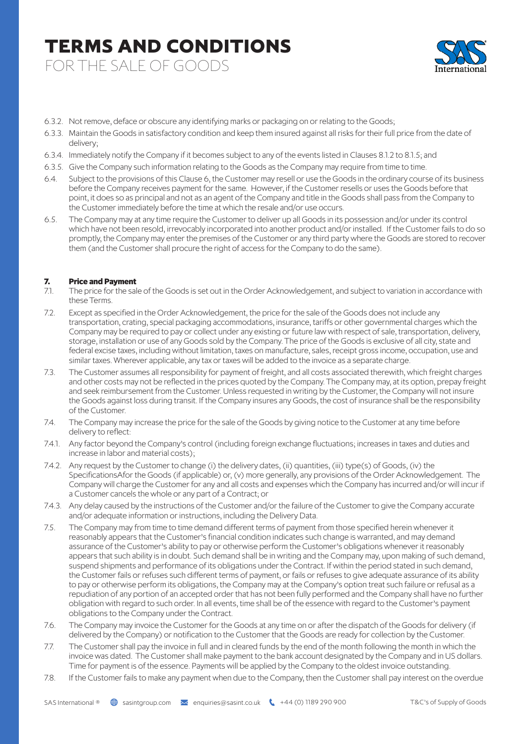6.3.2. Not remove, deface or obscure any identifying marks or packaging on or relating to the Goods;

6.3.3. Maintain the Goods in satisfactory condition and keep them insured against all risks for their full price from the date of delivery;

6.3.4. Immediately notify the Company if it becomes subject to any of the events listed in Clauses 8.1.2 to 8.1.5; and

6.3.5. Give the Company such information relating to the Goods as the Company may require from time to time.

6.4. Subject to the provisions of this Clause 6, the Customer may resell or use the Goods in the ordinary course of its business before the Company receives payment for the same. However, if the Customer resells or uses the Goods before that point, it does so as principal and not as an agent of the Company and title in the Goods shall pass from the Company to the Customer immediately before the time at which the resale and/or use occurs.

6.5. The Company may at any time require the Customer to deliver up all Goods in its possession and/or under its control which have not been resold, irrevocably incorporated into another product and/or installed. If the Customer fails to do so promptly, the Company may enter the premises of the Customer or any third party where the Goods are stored to recover them (and the Customer shall procure the right of access for the Company to do the same).

## 7. Price and Payment

7.1. The price for the sale of the Goods is set out in the Order Acknowledgement, and subject to variation in accordance with these Terms.

7.2. Except as specified in the Order Acknowledgement, the price for the sale of the Goods does not include any transportation, crating, special packaging accommodations, insurance, tariffs or other governmental charges which the Company may be required to pay or collect under any existing or future law with respect of sale, transportation, delivery, storage, installation or use of any Goods sold by the Company. The price of the Goods is exclusive of all city, state and federal excise taxes, including without limitation, taxes on manufacture, sales, receipt gross income, occupation, use and similar taxes. Wherever applicable, any tax or taxes will be added to the invoice as a separate charge.

7.3. The Customer assumes all responsibility for payment of freight, and all costs associated therewith, which freight charges and other costs may not be reflected in the prices quoted by the Company. The Company may, at its option, prepay freight and seek reimbursement from the Customer. Unless requested in writing by the Customer, the Company will not insure the Goods against loss during transit. If the Company insures any Goods, the cost of insurance shall be the responsibility of the Customer.

7.4. The Company may increase the price for the sale of the Goods by giving notice to the Customer at any time before delivery to reflect:

7.4.1. Any factor beyond the Company's control (including foreign exchange fluctuations; increases in taxes and duties and increase in labor and material costs);

7.4.2. Any request by the Customer to change (i) the delivery dates, (ii) quantities, (iii) type(s) of Goods, (iv) the SpecificationsAfor the Goods (if applicable) or, (v) more generally, any provisions of the Order Acknowledgement. The Company will charge the Customer for any and all costs and expenses which the Company has incurred and/or will incur if a Customer cancels the whole or any part of a Contract; or

7.4.3. Any delay caused by the instructions of the Customer and/or the failure of the Customer to give the Company accurate and/or adequate information or instructions, including the Delivery Data.

7.5. The Company may from time to time demand different terms of payment from those specified herein whenever it reasonably appears that the Customer's financial condition indicates such change is warranted, and may demand assurance of the Customer's ability to pay or otherwise perform the Customer's obligations whenever it reasonably appears that such ability is in doubt. Such demand shall be in writing and the Company may, upon making of such demand, suspend shipments and performance of its obligations under the Contract. If within the period stated in such demand, the Customer fails or refuses such different terms of payment, or fails or refuses to give adequate assurance of its ability to pay or otherwise perform its obligations, the Company may at the Company's option treat such failure or refusal as a repudiation of any portion of an accepted order that has not been fully performed and the Company shall have no further obligation with regard to such order. In all events, time shall be of the essence with regard to the Customer's payment obligations to the Company under the Contract.

7.6. The Company may invoice the Customer for the Goods at any time on or after the dispatch of the Goods for delivery (if delivered by the Company) or notification to the Customer that the Goods are ready for collection by the Customer.

7.7. The Customer shall pay the invoice in full and in cleared funds by the end of the month following the month in which the invoice was dated. The Customer shall make payment to the bank account designated by the Company and in US dollars. Time for payment is of the essence. Payments will be applied by the Company to the oldest invoice outstanding.

7.8. If the Customer fails to make any payment when due to the Company, then the Customer shall pay interest on the overdue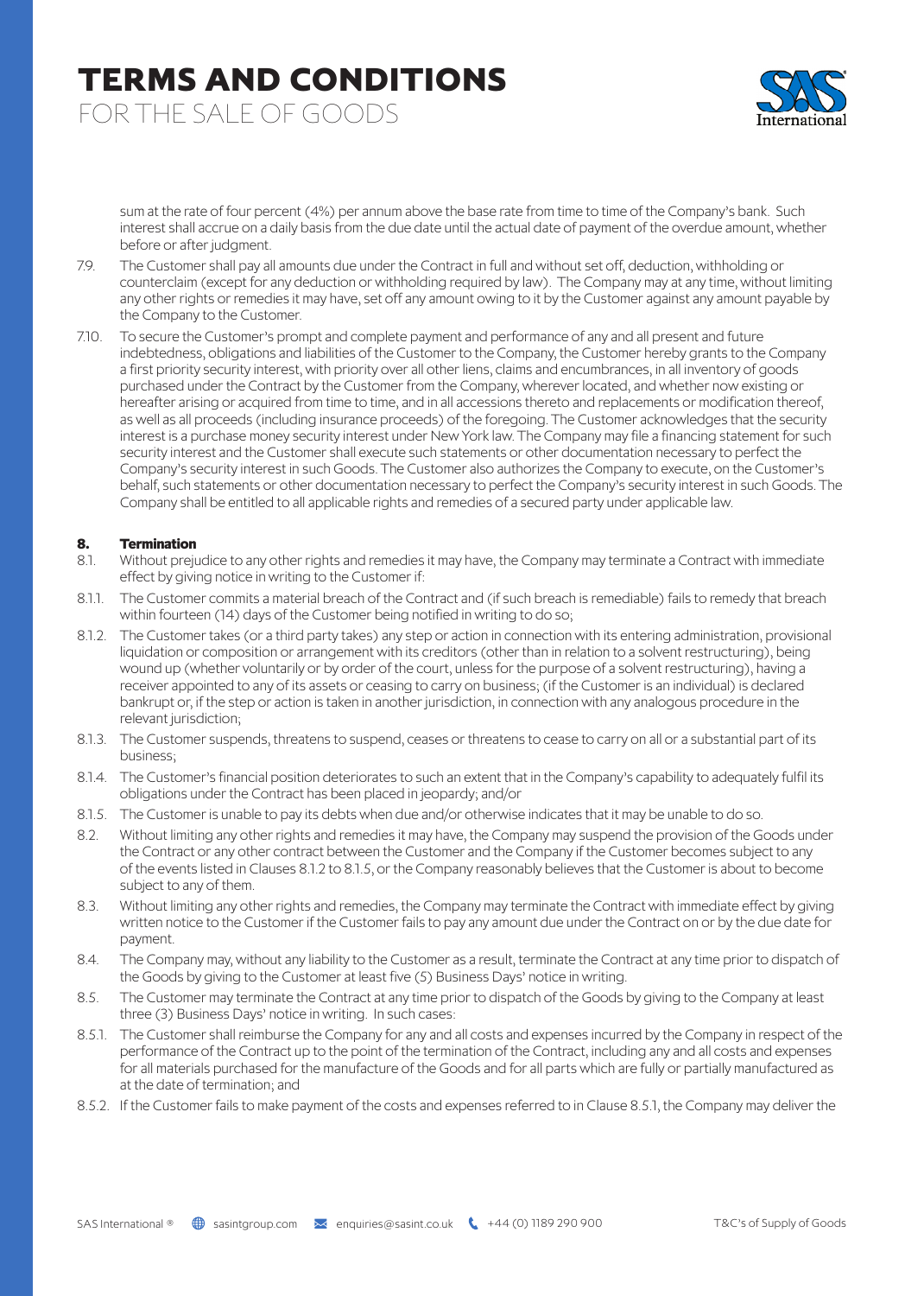sum at the rate of four percent (4%) per annum above the base rate from time to time of the Company's bank. Such interest shall accrue on a daily basis from the due date until the actual date of payment of the overdue amount, whether before or after judgment.

7.9. The Customer shall pay all amounts due under the Contract in full and without set off, deduction, withholding or counterclaim (except for any deduction or withholding required by law). The Company may at any time, without limiting any other rights or remedies it may have, set off any amount owing to it by the Customer against any amount payable by the Company to the Customer.

7.10. To secure the Customer's prompt and complete payment and performance of any and all present and future indebtedness, obligations and liabilities of the Customer to the Company, the Customer hereby grants to the Company a first priority security interest, with priority over all other liens, claims and encumbrances, in all inventory of goods purchased under the Contract by the Customer from the Company, wherever located, and whether now existing or hereafter arising or acquired from time to time, and in all accessions thereto and replacements or modification thereof, as well as all proceeds (including insurance proceeds) of the foregoing. The Customer acknowledges that the security interest is a purchase money security interest under New York law. The Company may file a financing statement for such security interest and the Customer shall execute such statements or other documentation necessary to perfect the Company's security interest in such Goods. The Customer also authorizes the Company to execute, on the Customer's behalf, such statements or other documentation necessary to perfect the Company's security interest in such Goods. The Company shall be entitled to all applicable rights and remedies of a secured party under applicable law.

## 8. Termination

8.1. Without prejudice to any other rights and remedies it may have, the Company may terminate a Contract with immediate effect by giving notice in writing to the Customer if:

8.1.1. The Customer commits a material breach of the Contract and (if such breach is remediable) fails to remedy that breach within fourteen (14) days of the Customer being notified in writing to do so;

8.1.2. The Customer takes (or a third party takes) any step or action in connection with its entering administration, provisional liquidation or composition or arrangement with its creditors (other than in relation to a solvent restructuring), being wound up (whether voluntarily or by order of the court, unless for the purpose of a solvent restructuring), having a receiver appointed to any of its assets or ceasing to carry on business; (if the Customer is an individual) is declared bankrupt or, if the step or action is taken in another jurisdiction, in connection with any analogous procedure in the relevant jurisdiction;

8.1.3. The Customer suspends, threatens to suspend, ceases or threatens to cease to carry on all or a substantial part of its business;

8.1.4. The Customer's financial position deteriorates to such an extent that in the Company's capability to adequately fulfil its obligations under the Contract has been placed in jeopardy; and/or

8.1.5. The Customer is unable to pay its debts when due and/or otherwise indicates that it may be unable to do so.

8.2. Without limiting any other rights and remedies it may have, the Company may suspend the provision of the Goods under the Contract or any other contract between the Customer and the Company if the Customer becomes subject to any of the events listed in Clauses 8.1.2 to 8.1.5, or the Company reasonably believes that the Customer is about to become subject to any of them.

8.3. Without limiting any other rights and remedies, the Company may terminate the Contract with immediate effect by giving written notice to the Customer if the Customer fails to pay any amount due under the Contract on or by the due date for payment.

8.4. The Company may, without any liability to the Customer as a result, terminate the Contract at any time prior to dispatch of the Goods by giving to the Customer at least five (5) Business Days' notice in writing.

8.5. The Customer may terminate the Contract at any time prior to dispatch of the Goods by giving to the Company at least three (3) Business Days' notice in writing. In such cases:

8.5.1. The Customer shall reimburse the Company for any and all costs and expenses incurred by the Company in respect of the performance of the Contract up to the point of the termination of the Contract, including any and all costs and expenses for all materials purchased for the manufacture of the Goods and for all parts which are fully or partially manufactured as at the date of termination; and

8.5.2. If the Customer fails to make payment of the costs and expenses referred to in Clause 8.5.1, the Company may deliver the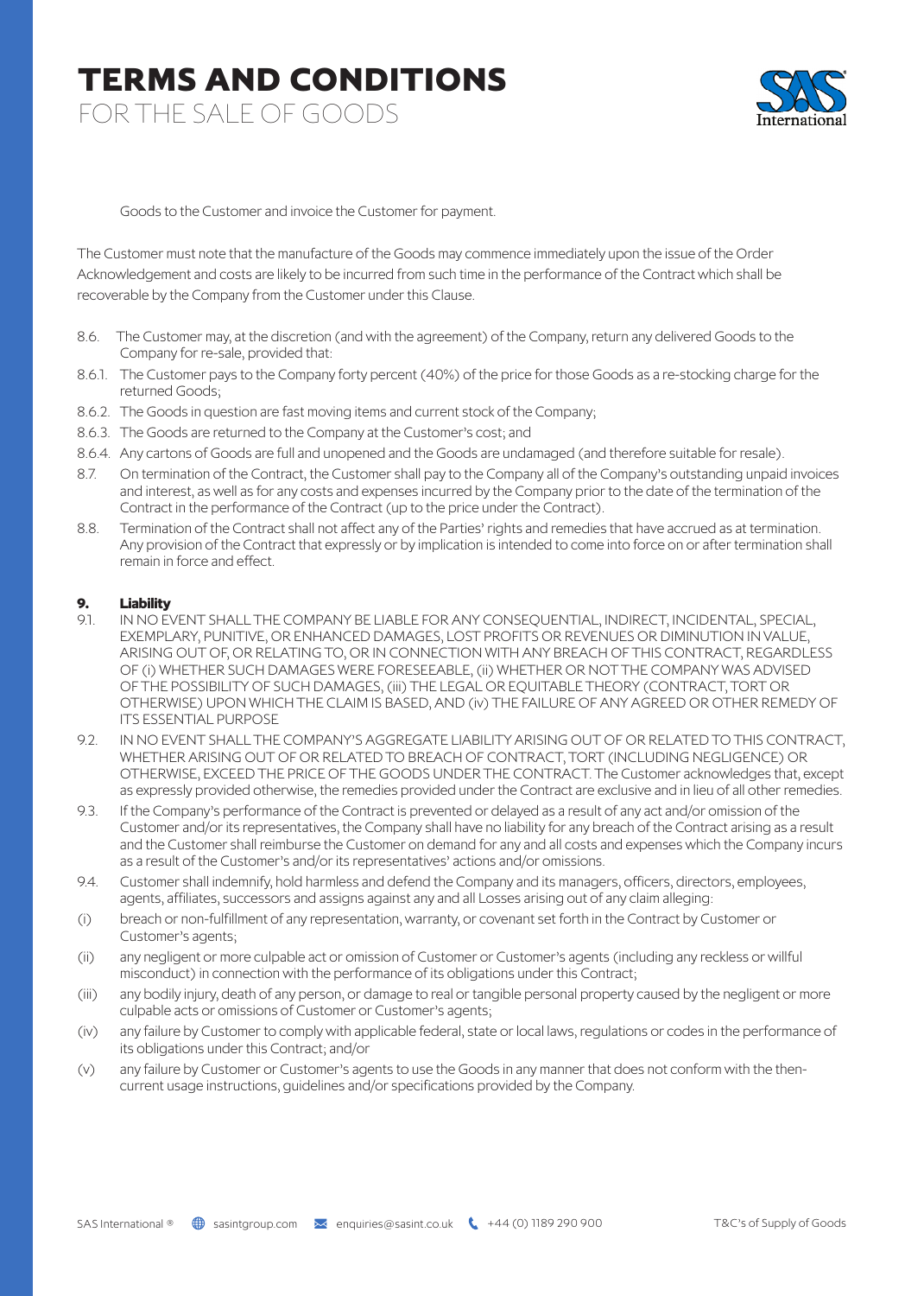Goods to the Customer and invoice the Customer for payment.

The Customer must note that the manufacture of the Goods may commence immediately upon the issue of the Order Acknowledgement and costs are likely to be incurred from such time in the performance of the Contract which shall be recoverable by the Company from the Customer under this Clause.

8.6. The Customer may, at the discretion (and with the agreement) of the Company, return any delivered Goods to the Company for re-sale, provided that:

8.6.1. The Customer pays to the Company forty percent (40%) of the price for those Goods as a re-stocking charge for the returned Goods;

8.6.2. The Goods in question are fast moving items and current stock of the Company;

8.6.3. The Goods are returned to the Company at the Customer's cost; and

8.6.4. Any cartons of Goods are full and unopened and the Goods are undamaged (and therefore suitable for resale).

8.7. On termination of the Contract, the Customer shall pay to the Company all of the Company's outstanding unpaid invoices and interest, as well as for any costs and expenses incurred by the Company prior to the date of the termination of the Contract in the performance of the Contract (up to the price under the Contract).

8.8. Termination of the Contract shall not affect any of the Parties' rights and remedies that have accrued as at termination. Any provision of the Contract that expressly or by implication is intended to come into force on or after termination shall remain in force and effect.

## 9. Liability

9.1. IN NO EVENT SHALL THE COMPANY BE LIABLE FOR ANY CONSEQUENTIAL, INDIRECT, INCIDENTAL, SPECIAL, EXEMPLARY, PUNITIVE, OR ENHANCED DAMAGES, LOST PROFITS OR REVENUES OR DIMINUTION IN VALUE, ARISING OUT OF, OR RELATING TO, OR IN CONNECTION WITH ANY BREACH OF THIS CONTRACT, REGARDLESS OF (i) WHETHER SUCH DAMAGES WERE FORESEEABLE, (ii) WHETHER OR NOT THE COMPANY WAS ADVISED OF THE POSSIBILITY OF SUCH DAMAGES, (iii) THE LEGAL OR EQUITABLE THEORY (CONTRACT, TORT OR OTHERWISE) UPON WHICH THE CLAIM IS BASED, AND (iv) THE FAILURE OF ANY AGREED OR OTHER REMEDY OF ITS ESSENTIAL PURPOSE

9.2. IN NO EVENT SHALL THE COMPANY'S AGGREGATE LIABILITY ARISING OUT OF OR RELATED TO THIS CONTRACT, WHETHER ARISING OUT OF OR RELATED TO BREACH OF CONTRACT, TORT (INCLUDING NEGLIGENCE) OR OTHERWISE, EXCEED THE PRICE OF THE GOODS UNDER THE CONTRACT. The Customer acknowledges that, except as expressly provided otherwise, the remedies provided under the Contract are exclusive and in lieu of all other remedies.

9.3. If the Company's performance of the Contract is prevented or delayed as a result of any act and/or omission of the Customer and/or its representatives, the Company shall have no liability for any breach of the Contract arising as a result and the Customer shall reimburse the Customer on demand for any and all costs and expenses which the Company incurs as a result of the Customer's and/or its representatives' actions and/or omissions.

9.4. Customer shall indemnify, hold harmless and defend the Company and its managers, officers, directors, employees, agents, affiliates, successors and assigns against any and all Losses arising out of any claim alleging:

(i) breach or non-fulfillment of any representation, warranty, or covenant set forth in the Contract by Customer or Customer's agents;

(ii) any negligent or more culpable act or omission of Customer or Customer's agents (including any reckless or willful misconduct) in connection with the performance of its obligations under this Contract;

(iii) any bodily injury, death of any person, or damage to real or tangible personal property caused by the negligent or more culpable acts or omissions of Customer or Customer's agents;

(iv) any failure by Customer to comply with applicable federal, state or local laws, regulations or codes in the performance of its obligations under this Contract; and/or

(v) any failure by Customer or Customer's agents to use the Goods in any manner that does not conform with the then-current usage instructions, guidelines and/or specifications provided by the Company.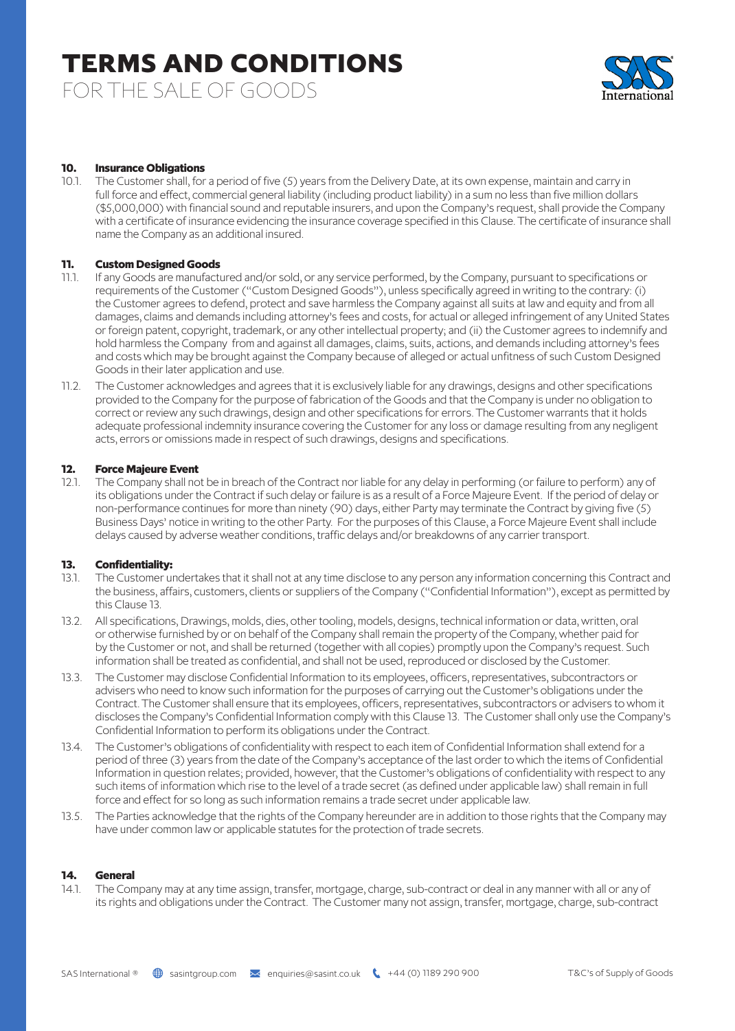### 10. Insurance Obligations

10.1. The Customer shall, for a period of five (5) years from the Delivery Date, at its own expense, maintain and carry in full force and effect, commercial general liability (including product liability) in a sum no less than five million dollars ($5,000,000) with financial sound and reputable insurers, and upon the Company's request, shall provide the Company with a certificate of insurance evidencing the insurance coverage specified in this Clause. The certificate of insurance shall name the Company as an additional insured.

### 11. Custom Designed Goods

11.1. If any Goods are manufactured and/or sold, or any service performed, by the Company, pursuant to specifications or requirements of the Customer ("Custom Designed Goods"), unless specifically agreed in writing to the contrary: (i) the Customer agrees to defend, protect and save harmless the Company against all suits at law and equity and from all damages, claims and demands including attorney's fees and costs, for actual or alleged infringement of any United States or foreign patent, copyright, trademark, or any other intellectual property; and (ii) the Customer agrees to indemnify and hold harmless the Company from and against all damages, claims, suits, actions, and demands including attorney's fees and costs which may be brought against the Company because of alleged or actual unfitness of such Custom Designed Goods in their later application and use.

11.2. The Customer acknowledges and agrees that it is exclusively liable for any drawings, designs and other specifications provided to the Company for the purpose of fabrication of the Goods and that the Company is under no obligation to correct or review any such drawings, design and other specifications for errors. The Customer warrants that it holds adequate professional indemnity insurance covering the Customer for any loss or damage resulting from any negligent acts, errors or omissions made in respect of such drawings, designs and specifications.

### 12. Force Majeure Event

12.1. The Company shall not be in breach of the Contract nor liable for any delay in performing (or failure to perform) any of its obligations under the Contract if such delay or failure is as a result of a Force Majeure Event. If the period of delay or non-performance continues for more than ninety (90) days, either Party may terminate the Contract by giving five (5) Business Days' notice in writing to the other Party. For the purposes of this Clause, a Force Majeure Event shall include delays caused by adverse weather conditions, traffic delays and/or breakdowns of any carrier transport.

### 13. Confidentiality:

13.1. The Customer undertakes that it shall not at any time disclose to any person any information concerning this Contract and the business, affairs, customers, clients or suppliers of the Company ("Confidential Information"), except as permitted by this Clause 13.

13.2. All specifications, Drawings, molds, dies, other tooling, models, designs, technical information or data, written, oral or otherwise furnished by or on behalf of the Company shall remain the property of the Company, whether paid for by the Customer or not, and shall be returned (together with all copies) promptly upon the Company's request. Such information shall be treated as confidential, and shall not be used, reproduced or disclosed by the Customer.

13.3. The Customer may disclose Confidential Information to its employees, officers, representatives, subcontractors or advisers who need to know such information for the purposes of carrying out the Customer's obligations under the Contract. The Customer shall ensure that its employees, officers, representatives, subcontractors or advisers to whom it discloses the Company's Confidential Information comply with this Clause 13. The Customer shall only use the Company's Confidential Information to perform its obligations under the Contract.

13.4. The Customer's obligations of confidentiality with respect to each item of Confidential Information shall extend for a period of three (3) years from the date of the Company's acceptance of the last order to which the items of Confidential Information in question relates; provided, however, that the Customer's obligations of confidentiality with respect to any such items of information which rise to the level of a trade secret (as defined under applicable law) shall remain in full force and effect for so long as such information remains a trade secret under applicable law.

13.5. The Parties acknowledge that the rights of the Company hereunder are in addition to those rights that the Company may have under common law or applicable statutes for the protection of trade secrets.

### 14. General

14.1. The Company may at any time assign, transfer, mortgage, charge, sub-contract or deal in any manner with all or any of its rights and obligations under the Contract. The Customer many not assign, transfer, mortgage, charge, sub-contract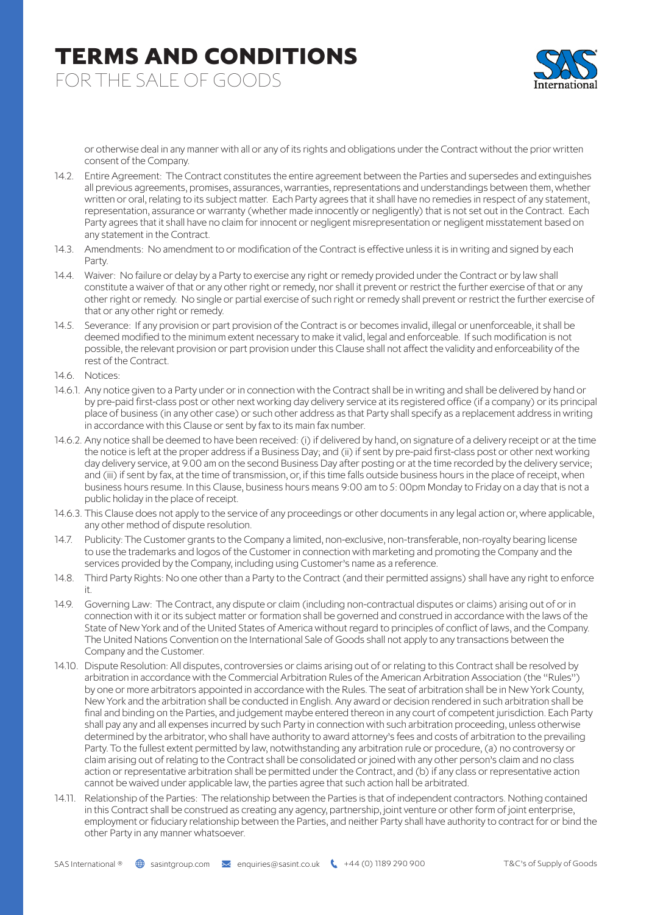or otherwise deal in any manner with all or any of its rights and obligations under the Contract without the prior written consent of the Company.

14.2. Entire Agreement: The Contract constitutes the entire agreement between the Parties and supersedes and extinguishes all previous agreements, promises, assurances, warranties, representations and understandings between them, whether written or oral, relating to its subject matter. Each Party agrees that it shall have no remedies in respect of any statement, representation, assurance or warranty (whether made innocently or negligently) that is not set out in the Contract. Each Party agrees that it shall have no claim for innocent or negligent misrepresentation or negligent misstatement based on any statement in the Contract.

14.3. Amendments: No amendment to or modification of the Contract is effective unless it is in writing and signed by each Party.

14.4. Waiver: No failure or delay by a Party to exercise any right or remedy provided under the Contract or by law shall constitute a waiver of that or any other right or remedy, nor shall it prevent or restrict the further exercise of that or any other right or remedy. No single or partial exercise of such right or remedy shall prevent or restrict the further exercise of that or any other right or remedy.

14.5. Severance: If any provision or part provision of the Contract is or becomes invalid, illegal or unenforceable, it shall be deemed modified to the minimum extent necessary to make it valid, legal and enforceable. If such modification is not possible, the relevant provision or part provision under this Clause shall not affect the validity and enforceability of the rest of the Contract.

14.6. Notices:

14.6.1. Any notice given to a Party under or in connection with the Contract shall be in writing and shall be delivered by hand or by pre-paid first-class post or other next working day delivery service at its registered office (if a company) or its principal place of business (in any other case) or such other address as that Party shall specify as a replacement address in writing in accordance with this Clause or sent by fax to its main fax number.

14.6.2. Any notice shall be deemed to have been received: (i) if delivered by hand, on signature of a delivery receipt or at the time the notice is left at the proper address if a Business Day; and (ii) if sent by pre-paid first-class post or other next working day delivery service, at 9.00 am on the second Business Day after posting or at the time recorded by the delivery service; and (iii) if sent by fax, at the time of transmission, or, if this time falls outside business hours in the place of receipt, when business hours resume. In this Clause, business hours means 9:00 am to 5: 00pm Monday to Friday on a day that is not a public holiday in the place of receipt.

14.6.3. This Clause does not apply to the service of any proceedings or other documents in any legal action or, where applicable, any other method of dispute resolution.

14.7. Publicity: The Customer grants to the Company a limited, non-exclusive, non-transferable, non-royalty bearing license to use the trademarks and logos of the Customer in connection with marketing and promoting the Company and the services provided by the Company, including using Customer's name as a reference.

14.8. Third Party Rights: No one other than a Party to the Contract (and their permitted assigns) shall have any right to enforce it.

14.9. Governing Law: The Contract, any dispute or claim (including non-contractual disputes or claims) arising out of or in connection with it or its subject matter or formation shall be governed and construed in accordance with the laws of the State of New York and of the United States of America without regard to principles of conflict of laws, and the Company. The United Nations Convention on the International Sale of Goods shall not apply to any transactions between the Company and the Customer.

14.10. Dispute Resolution: All disputes, controversies or claims arising out of or relating to this Contract shall be resolved by arbitration in accordance with the Commercial Arbitration Rules of the American Arbitration Association (the "Rules") by one or more arbitrators appointed in accordance with the Rules. The seat of arbitration shall be in New York County, New York and the arbitration shall be conducted in English. Any award or decision rendered in such arbitration shall be final and binding on the Parties, and judgement maybe entered thereon in any court of competent jurisdiction. Each Party shall pay any and all expenses incurred by such Party in connection with such arbitration proceeding, unless otherwise determined by the arbitrator, who shall have authority to award attorney's fees and costs of arbitration to the prevailing Party. To the fullest extent permitted by law, notwithstanding any arbitration rule or procedure, (a) no controversy or claim arising out of relating to the Contract shall be consolidated or joined with any other person's claim and no class action or representative arbitration shall be permitted under the Contract, and (b) if any class or representative action cannot be waived under applicable law, the parties agree that such action hall be arbitrated.

14.11. Relationship of the Parties: The relationship between the Parties is that of independent contractors. Nothing contained in this Contract shall be construed as creating any agency, partnership, joint venture or other form of joint enterprise, employment or fiduciary relationship between the Parties, and neither Party shall have authority to contract for or bind the other Party in any manner whatsoever.